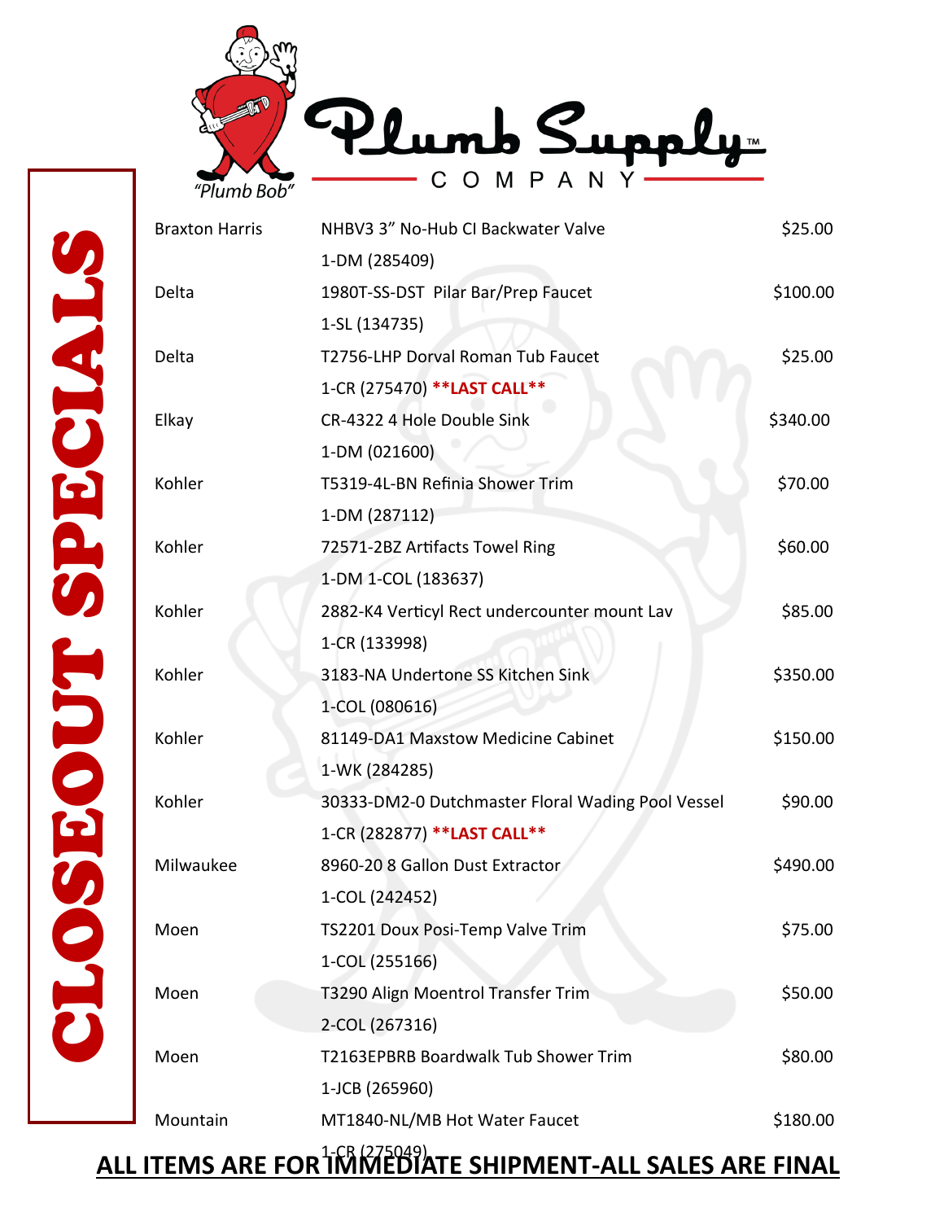# Plumb Supply COMPANY

"Plumb Bob"

## CLOSEOUT SPECIALS

| Brand | Item | Price |
| --- | --- | --- |
| Braxton Harris | NHBV3 3" No-Hub CI Backwater Valve<br>1-DM (285409) | $25.00 |
| Delta | 1980T-SS-DST Pilar Bar/Prep Faucet<br>1-SL (134735) | $100.00 |
| Delta | T2756-LHP Dorval Roman Tub Faucet<br>1-CR (275470) **\*\*LAST CALL\*\*** | $25.00 |
| Elkay | CR-4322 4 Hole Double Sink<br>1-DM (021600) | $340.00 |
| Kohler | T5319-4L-BN Refinia Shower Trim<br>1-DM (287112) | $70.00 |
| Kohler | 72571-2BZ Artifacts Towel Ring<br>1-DM 1-COL (183637) | $60.00 |
| Kohler | 2882-K4 Verticyl Rect undercounter mount Lav<br>1-CR (133998) | $85.00 |
| Kohler | 3183-NA Undertone SS Kitchen Sink<br>1-COL (080616) | $350.00 |
| Kohler | 81149-DA1 Maxstow Medicine Cabinet<br>1-WK (284285) | $150.00 |
| Kohler | 30333-DM2-0 Dutchmaster Floral Wading Pool Vessel<br>1-CR (282877) **\*\*LAST CALL\*\*** | $90.00 |
| Milwaukee | 8960-20 8 Gallon Dust Extractor<br>1-COL (242452) | $490.00 |
| Moen | TS2201 Doux Posi-Temp Valve Trim<br>1-COL (255166) | $75.00 |
| Moen | T3290 Align Moentrol Transfer Trim<br>2-COL (267316) | $50.00 |
| Moen | T2163EPBRB Boardwalk Tub Shower Trim<br>1-JCB (265960) | $80.00 |
| Mountain | MT1840-NL/MB Hot Water Faucet<br>1-CR (275049) | $180.00 |

**ALL ITEMS ARE FOR IMMEDIATE SHIPMENT-ALL SALES ARE FINAL**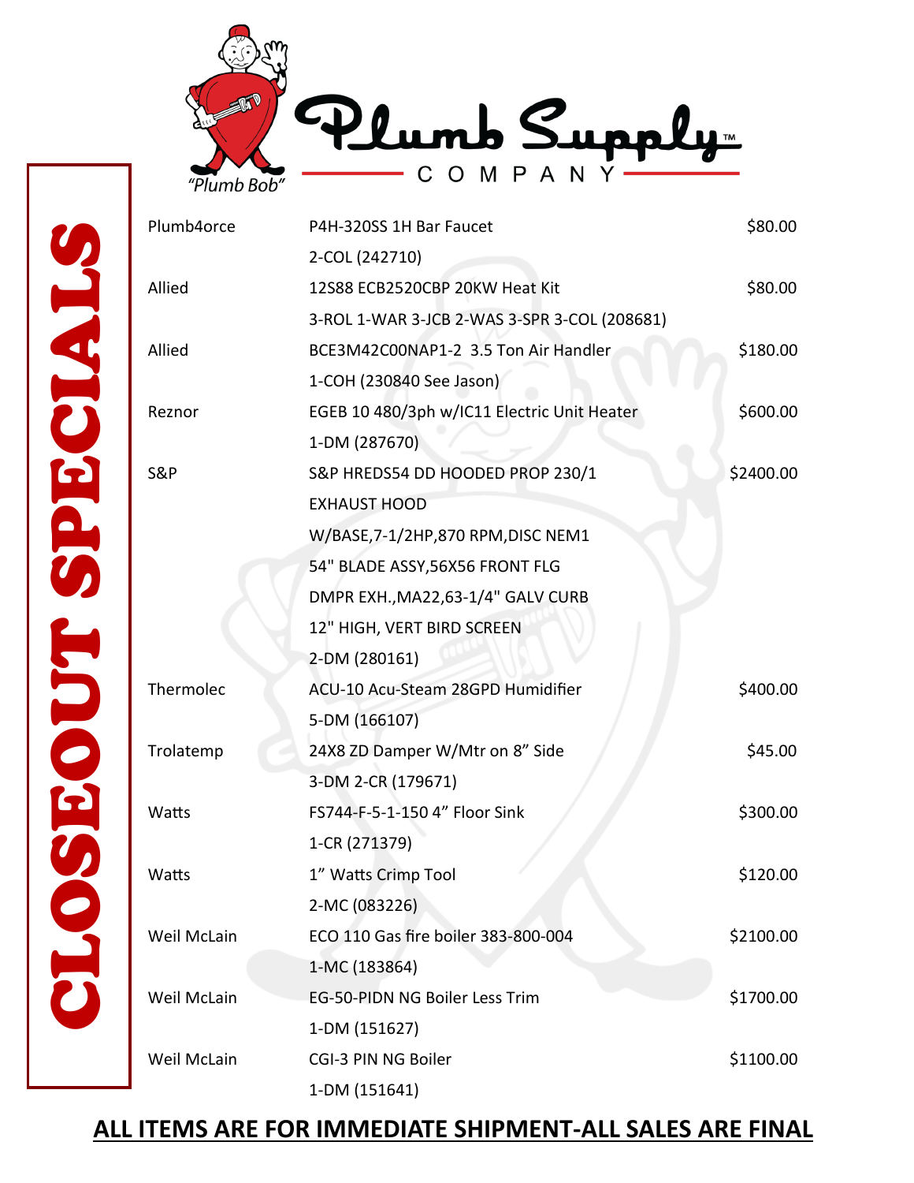# Plumb Supply COMPANY

"Plumb Bob"

## CLOSEOUT SPECIALS

| | | |
|---|---|---|
| Plumb4orce | P4H-320SS 1H Bar Faucet<br>2-COL (242710) | $80.00 |
| Allied | 12S88 ECB2520CBP 20KW Heat Kit<br>3-ROL 1-WAR 3-JCB 2-WAS 3-SPR 3-COL (208681) | $80.00 |
| Allied | BCE3M42C00NAP1-2 3.5 Ton Air Handler<br>1-COH (230840 See Jason) | $180.00 |
| Reznor | EGEB 10 480/3ph w/IC11 Electric Unit Heater<br>1-DM (287670) | $600.00 |
| S&P | S&P HREDS54 DD HOODED PROP 230/1<br>EXHAUST HOOD<br>W/BASE,7-1/2HP,870 RPM,DISC NEM1<br>54" BLADE ASSY,56X56 FRONT FLG<br>DMPR EXH.,MA22,63-1/4" GALV CURB<br>12" HIGH, VERT BIRD SCREEN<br>2-DM (280161) | $2400.00 |
| Thermolec | ACU-10 Acu-Steam 28GPD Humidifier<br>5-DM (166107) | $400.00 |
| Trolatemp | 24X8 ZD Damper W/Mtr on 8" Side<br>3-DM 2-CR (179671) | $45.00 |
| Watts | FS744-F-5-1-150 4" Floor Sink<br>1-CR (271379) | $300.00 |
| Watts | 1" Watts Crimp Tool<br>2-MC (083226) | $120.00 |
| Weil McLain | ECO 110 Gas fire boiler 383-800-004<br>1-MC (183864) | $2100.00 |
| Weil McLain | EG-50-PIDN NG Boiler Less Trim<br>1-DM (151627) | $1700.00 |
| Weil McLain | CGI-3 PIN NG Boiler<br>1-DM (151641) | $1100.00 |

**ALL ITEMS ARE FOR IMMEDIATE SHIPMENT-ALL SALES ARE FINAL**